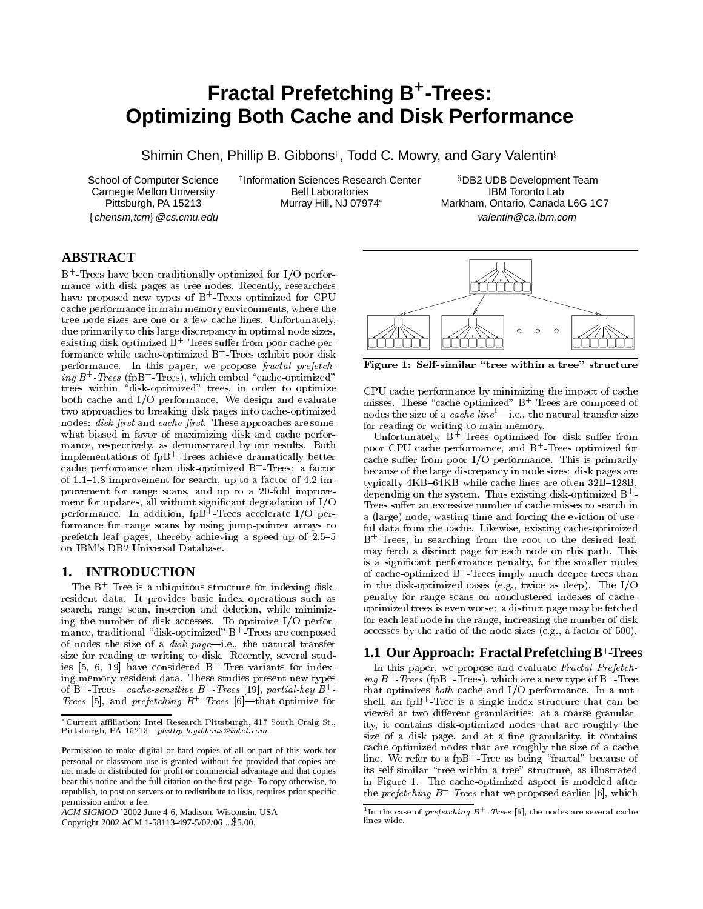# Fractal Prefetching B$^+$-Trees: Optimizing Both Cache and Disk Performance

Shimin Chen, Phillip B. Gibbons[†], Todd C. Mowry, and Gary Valentin[§]

School of Computer Science
Carnegie Mellon University
Pittsburgh, PA 15213
{chensm,tcm}@cs.cmu.edu

[†] Information Sciences Research Center
Bell Laboratories
Murray Hill, NJ 07974[*]

[§] DB2 UDB Development Team
IBM Toronto Lab
Markham, Ontario, Canada L6G 1C7
valentin@ca.ibm.com

## ABSTRACT

B$^+$-Trees have been traditionally optimized for I/O performance with disk pages as tree nodes. Recently, researchers have proposed new types of B$^+$-Trees optimized for CPU cache performance in main memory environments, where the tree node sizes are one or a few cache lines. Unfortunately, due primarily to this large discrepancy in optimal node sizes, existing disk-optimized B$^+$-Trees suffer from poor cache performance while cache-optimized B$^+$-Trees exhibit poor disk performance. In this paper, we propose *fractal prefetching B$^+$-Trees* (fpB$^+$-Trees), which embed "cache-optimized" trees within "disk-optimized" trees, in order to optimize both cache and I/O performance. We design and evaluate two approaches to breaking disk pages into cache-optimized nodes: *disk-first* and *cache-first*. These approaches are somewhat biased in favor of maximizing disk and cache performance, respectively, as demonstrated by our results. Both implementations of fpB$^+$-Trees achieve dramatically better cache performance than disk-optimized B$^+$-Trees: a factor of 1.1–1.8 improvement for search, up to a factor of 4.2 improvement for range scans, and up to a 20-fold improvement for updates, all without significant degradation of I/O performance. In addition, fpB$^+$-Trees accelerate I/O performance for range scans by using jump-pointer arrays to prefetch leaf pages, thereby achieving a speed-up of 2.5–5 on IBM's DB2 Universal Database.

## 1. INTRODUCTION

The B$^+$-Tree is a ubiquitous structure for indexing disk-resident data. It provides basic index operations such as search, range scan, insertion and deletion, while minimizing the number of disk accesses. To optimize I/O performance, traditional "disk-optimized" B$^+$-Trees are composed of nodes the size of a *disk page*—i.e., the natural transfer size for reading or writing to disk. Recently, several studies [5, 6, 19] have considered B$^+$-Tree variants for indexing memory-resident data. These studies present new types of B$^+$-Trees—*cache-sensitive B$^+$-Trees* [19], *partial-key B$^+$-Trees* [5], and *prefetching B$^+$-Trees* [6]—that optimize for CPU cache performance by minimizing the impact of cache misses. These "cache-optimized" B$^+$-Trees are composed of nodes the size of a *cache line*[1]—i.e., the natural transfer size for reading or writing to main memory.

Unfortunately, B$^+$-Trees optimized for disk suffer from poor CPU cache performance, and B$^+$-Trees optimized for cache suffer from poor I/O performance. This is primarily because of the large discrepancy in node sizes: disk pages are typically 4KB–64KB while cache lines are often 32B–128B, depending on the system. Thus existing disk-optimized B$^+$-Trees suffer an excessive number of cache misses to search in a (large) node, wasting time and forcing the eviction of useful data from the cache. Likewise, existing cache-optimized B$^+$-Trees, in searching from the root to the desired leaf, may fetch a distinct page for each node on this path. This is a significant performance penalty, for the smaller nodes of cache-optimized B$^+$-Trees imply much deeper trees than in the disk-optimized cases (e.g., twice as deep). The I/O penalty for range scans on nonclustered indexes of cache-optimized trees is even worse: a distinct page may be fetched for each leaf node in the range, increasing the number of disk accesses by the ratio of the node sizes (e.g., a factor of 500).

Figure 1: Self-similar "tree within a tree" structure

### 1.1 Our Approach: Fractal Prefetching B$^+$-Trees

In this paper, we propose and evaluate *Fractal Prefetching B$^+$-Trees* (fpB$^+$-Trees), which are a new type of B$^+$-Tree that optimizes *both* cache and I/O performance. In a nutshell, an fpB$^+$-Tree is a single index structure that can be viewed at two different granularities: at a coarse granularity, it contains disk-optimized nodes that are roughly the size of a disk page, and at a fine granularity, it contains cache-optimized nodes that are roughly the size of a cache line. We refer to a fpB$^+$-Tree as being "fractal" because of its self-similar "tree within a tree" structure, as illustrated in Figure 1. The cache-optimized aspect is modeled after the *prefetching B$^+$-Trees* that we proposed earlier [6], which

---

[*] Current affiliation: Intel Research Pittsburgh, 417 South Craig St., Pittsburgh, PA 15213 phillip.b.gibbons@intel.com

[1] In the case of *prefetching B$^+$-Trees* [6], the nodes are several cache lines wide.

Permission to make digital or hard copies of all or part of this work for personal or classroom use is granted without fee provided that copies are not made or distributed for profit or commercial advantage and that copies bear this notice and the full citation on the first page. To copy otherwise, to republish, to post on servers or to redistribute to lists, requires prior specific permission and/or a fee.
*ACM SIGMOD* '2002 June 4-6, Madison, Wisconsin, USA
Copyright 2002 ACM 1-58113-497-5/02/06 ...$5.00.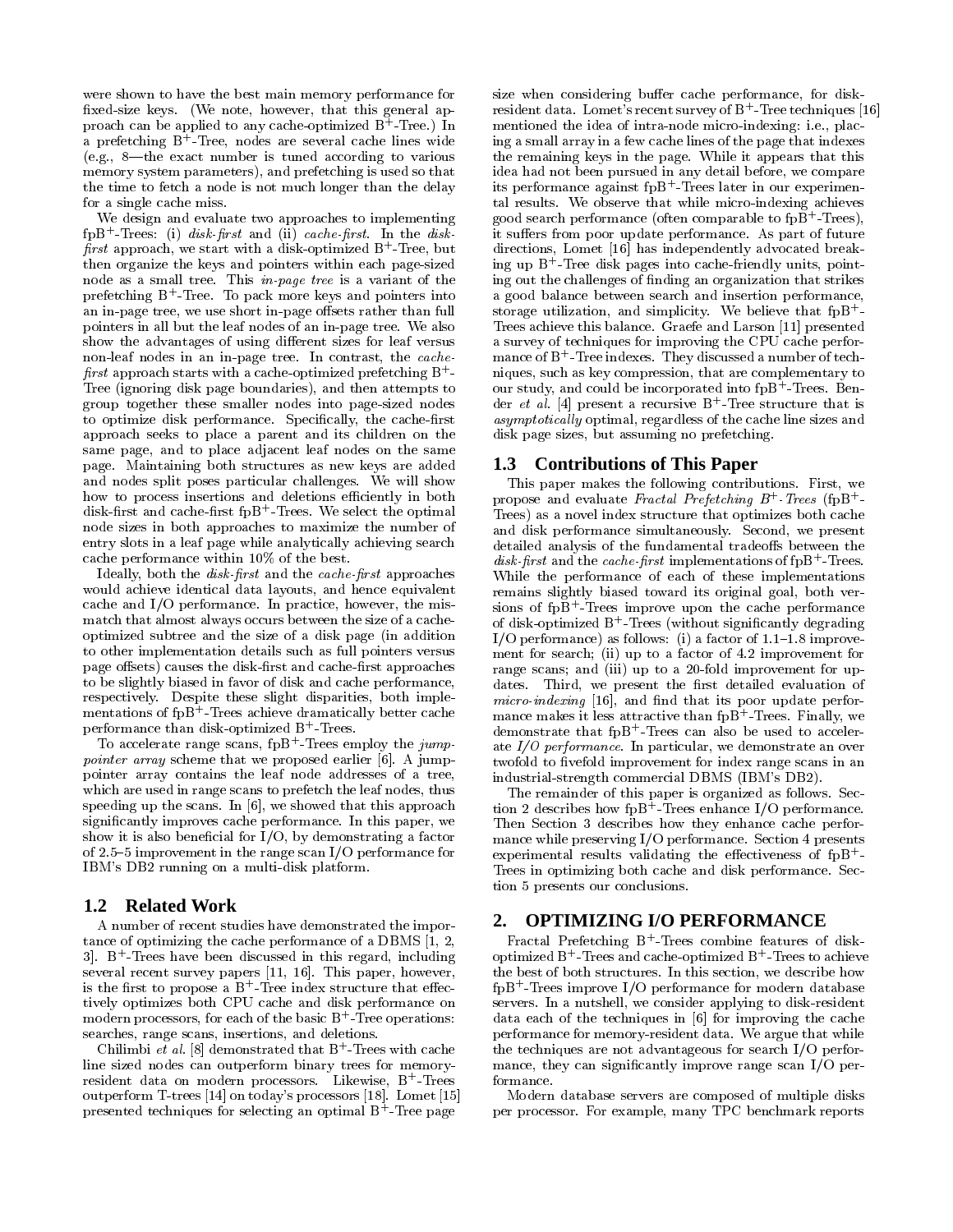were shown to have the best main memory performance for fixed-size keys. (We note, however, that this general approach can be applied to any cache-optimized B$^+$-Tree.) In a prefetching B$^+$-Tree, nodes are several cache lines wide (e.g., 8—the exact number is tuned according to various memory system parameters), and prefetching is used so that the time to fetch a node is not much longer than the delay for a single cache miss.

We design and evaluate two approaches to implementing fpB$^+$-Trees: (i) *disk-first* and (ii) *cache-first*. In the *disk-first* approach, we start with a disk-optimized B$^+$-Tree, but then organize the keys and pointers within each page-sized node as a small tree. This *in-page tree* is a variant of the prefetching B$^+$-Tree. To pack more keys and pointers into an in-page tree, we use short in-page offsets rather than full pointers in all but the leaf nodes of an in-page tree. We also show the advantages of using different sizes for leaf versus non-leaf nodes in an in-page tree. In contrast, the *cache-first* approach starts with a cache-optimized prefetching B$^+$-Tree (ignoring disk page boundaries), and then attempts to group together these smaller nodes into page-sized nodes to optimize disk performance. Specifically, the cache-first approach seeks to place a parent and its children on the same page, and to place adjacent leaf nodes on the same page. Maintaining both structures as new keys are added and nodes split poses particular challenges. We will show how to process insertions and deletions efficiently in both disk-first and cache-first fpB$^+$-Trees. We select the optimal node sizes in both approaches to maximize the number of entry slots in a leaf page while analytically achieving search cache performance within 10% of the best.

Ideally, both the *disk-first* and the *cache-first* approaches would achieve identical data layouts, and hence equivalent cache and I/O performance. In practice, however, the mismatch that almost always occurs between the size of a cache-optimized subtree and the size of a disk page (in addition to other implementation details such as full pointers versus page offsets) causes the disk-first and cache-first approaches to be slightly biased in favor of disk and cache performance, respectively. Despite these slight disparities, both implementations of fpB$^+$-Trees achieve dramatically better cache performance than disk-optimized B$^+$-Trees.

To accelerate range scans, fpB$^+$-Trees employ the *jump-pointer array* scheme that we proposed earlier [6]. A jump-pointer array contains the leaf node addresses of a tree, which are used in range scans to prefetch the leaf nodes, thus speeding up the scans. In [6], we showed that this approach significantly improves cache performance. In this paper, we show it is also beneficial for I/O, by demonstrating a factor of 2.5–5 improvement in the range scan I/O performance for IBM's DB2 running on a multi-disk platform.

### 1.2 Related Work

A number of recent studies have demonstrated the importance of optimizing the cache performance of a DBMS [1, 2, 3]. B$^+$-Trees have been discussed in this regard, including several recent survey papers [11, 16]. This paper, however, is the first to propose a B$^+$-Tree index structure that effectively optimizes both CPU cache and disk performance on modern processors, for each of the basic B$^+$-Tree operations: searches, range scans, insertions, and deletions.

Chilimbi *et al.* [8] demonstrated that B$^+$-Trees with cache line sized nodes can outperform binary trees for memory-resident data on modern processors. Likewise, B$^+$-Trees outperform T-trees [14] on today's processors [18]. Lomet [15] presented techniques for selecting an optimal B$^+$-Tree page size when considering buffer cache performance, for disk-resident data. Lomet's recent survey of B$^+$-Tree techniques [16] mentioned the idea of intra-node micro-indexing: i.e., placing a small array in a few cache lines of the page that indexes the remaining keys in the page. While it appears that this idea had not been pursued in any detail before, we compare its performance against fpB$^+$-Trees later in our experimental results. We observe that while micro-indexing achieves good search performance (often comparable to fpB$^+$-Trees), it suffers from poor update performance. As part of future directions, Lomet [16] has independently advocated breaking up B$^+$-Tree disk pages into cache-friendly units, pointing out the challenges of finding an organization that strikes a good balance between search and insertion performance, storage utilization, and simplicity. We believe that fpB$^+$-Trees achieve this balance. Graefe and Larson [11] presented a survey of techniques for improving the CPU cache performance of B$^+$-Tree indexes. They discussed a number of techniques, such as key compression, that are complementary to our study, and could be incorporated into fpB$^+$-Trees. Bender *et al.* [4] present a recursive B$^+$-Tree structure that is *asymptotically* optimal, regardless of the cache line sizes and disk page sizes, but assuming no prefetching.

### 1.3 Contributions of This Paper

This paper makes the following contributions. First, we propose and evaluate *Fractal Prefetching B$^+$-Trees* (fpB$^+$-Trees) as a novel index structure that optimizes both cache and disk performance simultaneously. Second, we present detailed analysis of the fundamental tradeoffs between the *disk-first* and the *cache-first* implementations of fpB$^+$-Trees. While the performance of each of these implementations remains slightly biased toward its original goal, both versions of fpB$^+$-Trees improve upon the cache performance of disk-optimized B$^+$-Trees (without significantly degrading I/O performance) as follows: (i) a factor of 1.1–1.8 improvement for search; (ii) up to a factor of 4.2 improvement for range scans; and (iii) up to a 20-fold improvement for updates. Third, we present the first detailed evaluation of *micro-indexing* [16], and find that its poor update performance makes it less attractive than fpB$^+$-Trees. Finally, we demonstrate that fpB$^+$-Trees can also be used to accelerate *I/O performance*. In particular, we demonstrate an over twofold to fivefold improvement for index range scans in an industrial-strength commercial DBMS (IBM's DB2).

The remainder of this paper is organized as follows. Section 2 describes how fpB$^+$-Trees enhance I/O performance. Then Section 3 describes how they enhance cache performance while preserving I/O performance. Section 4 presents experimental results validating the effectiveness of fpB$^+$-Trees in optimizing both cache and disk performance. Section 5 presents our conclusions.

## 2. OPTIMIZING I/O PERFORMANCE

Fractal Prefetching B$^+$-Trees combine features of disk-optimized B$^+$-Trees and cache-optimized B$^+$-Trees to achieve the best of both structures. In this section, we describe how fpB$^+$-Trees improve I/O performance for modern database servers. In a nutshell, we consider applying to disk-resident data each of the techniques in [6] for improving the cache performance for memory-resident data. We argue that while the techniques are not advantageous for search I/O performance, they can significantly improve range scan I/O performance.

Modern database servers are composed of multiple disks per processor. For example, many TPC benchmark reports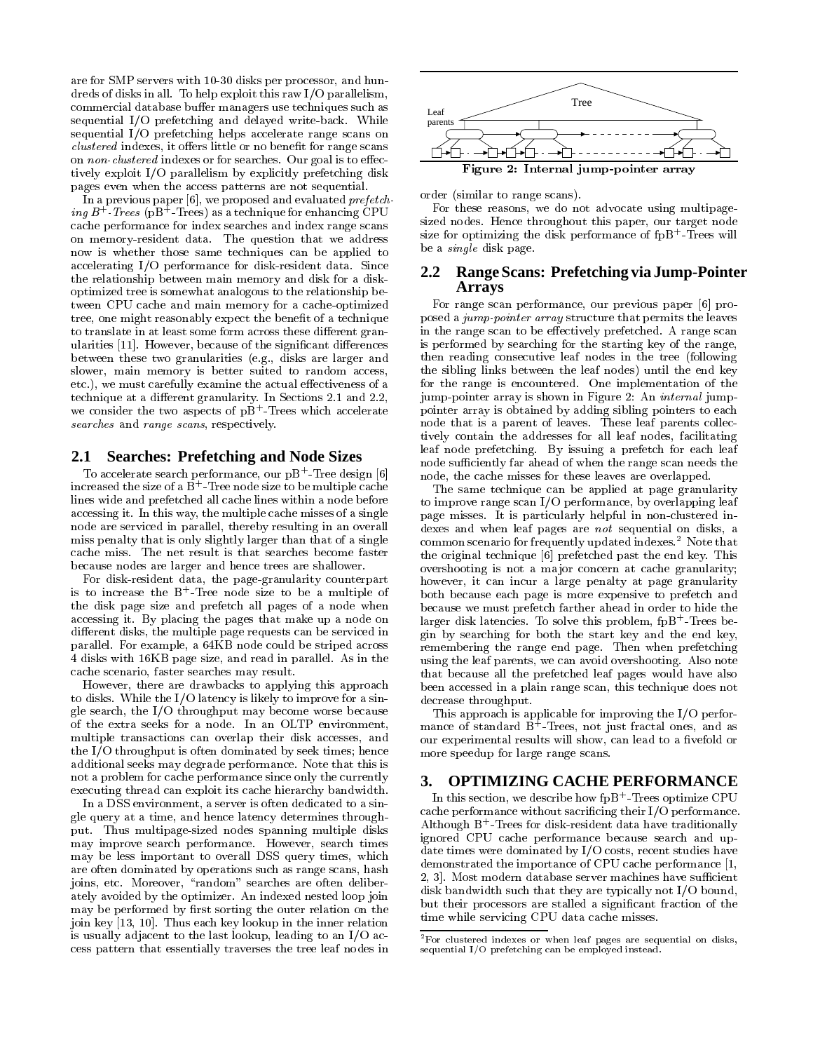are for SMP servers with 10-30 disks per processor, and hundreds of disks in all. To help exploit this raw I/O parallelism, commercial database buffer managers use techniques such as sequential I/O prefetching and delayed write-back. While sequential I/O prefetching helps accelerate range scans on *clustered* indexes, it offers little or no benefit for range scans on *non-clustered* indexes or for searches. Our goal is to effectively exploit I/O parallelism by explicitly prefetching disk pages even when the access patterns are not sequential.

In a previous paper [6], we proposed and evaluated *prefetching $B^+$-Trees* ($pB^+$-Trees) as a technique for enhancing CPU cache performance for index searches and index range scans on memory-resident data. The question that we address now is whether those same techniques can be applied to accelerating I/O performance for disk-resident data. Since the relationship between main memory and disk for a disk-optimized tree is somewhat analogous to the relationship between CPU cache and main memory for a cache-optimized tree, one might reasonably expect the benefit of a technique to translate in at least some form across these different granularities [11]. However, because of the significant differences between these two granularities (e.g., disks are larger and slower, main memory is better suited to random access, etc.), we must carefully examine the actual effectiveness of a technique at a different granularity. In Sections 2.1 and 2.2, we consider the two aspects of $pB^+$-Trees which accelerate *searches* and *range scans*, respectively.

## 2.1 Searches: Prefetching and Node Sizes

To accelerate search performance, our $pB^+$-Tree design [6] increased the size of a $B^+$-Tree node size to be multiple cache lines wide and prefetched all cache lines within a node before accessing it. In this way, the multiple cache misses of a single node are serviced in parallel, thereby resulting in an overall miss penalty that is only slightly larger than that of a single cache miss. The net result is that searches become faster because nodes are larger and hence trees are shallower.

For disk-resident data, the page-granularity counterpart is to increase the $B^+$-Tree node size to be a multiple of the disk page size and prefetch all pages of a node when accessing it. By placing the pages that make up a node on different disks, the multiple page requests can be serviced in parallel. For example, a 64KB node could be striped across 4 disks with 16KB page size, and read in parallel. As in the cache scenario, faster searches may result.

However, there are drawbacks to applying this approach to disks. While the I/O latency is likely to improve for a single search, the I/O throughput may become worse because of the extra seeks for a node. In an OLTP environment, multiple transactions can overlap their disk accesses, and the I/O throughput is often dominated by seek times; hence additional seeks may degrade performance. Note that this is not a problem for cache performance since only the currently executing thread can exploit its cache hierarchy bandwidth.

In a DSS environment, a server is often dedicated to a single query at a time, and hence latency determines throughput. Thus multipage-sized nodes spanning multiple disks may improve search performance. However, search times may be less important to overall DSS query times, which are often dominated by operations such as range scans, hash joins, etc. Moreover, "random" searches are often deliberately avoided by the optimizer. An indexed nested loop join may be performed by first sorting the outer relation on the join key [13, 10]. Thus each key lookup in the inner relation is usually adjacent to the last lookup, leading to an I/O access pattern that essentially traverses the tree leaf nodes in order (similar to range scans).

For these reasons, we do not advocate using multipage-sized nodes. Hence throughout this paper, our target node size for optimizing the disk performance of $fpB^+$-Trees will be a *single* disk page.

**Figure 2: Internal jump-pointer array**

## 2.2 Range Scans: Prefetching via Jump-Pointer Arrays

For range scan performance, our previous paper [6] proposed a *jump-pointer array* structure that permits the leaves in the range scan to be effectively prefetched. A range scan is performed by searching for the starting key of the range, then reading consecutive leaf nodes in the tree (following the sibling links between the leaf nodes) until the end key for the range is encountered. One implementation of the jump-pointer array is shown in Figure 2: An *internal* jump-pointer array is obtained by adding sibling pointers to each node that is a parent of leaves. These leaf parents collectively contain the addresses for all leaf nodes, facilitating leaf node prefetching. By issuing a prefetch for each leaf node sufficiently far ahead of when the range scan needs the node, the cache misses for these leaves are overlapped.

The same technique can be applied at page granularity to improve range scan I/O performance, by overlapping leaf page misses. It is particularly helpful in non-clustered indexes and when leaf pages are *not* sequential on disks, a common scenario for frequently updated indexes.[2] Note that the original technique [6] prefetched past the end key. This overshooting is not a major concern at cache granularity; however, it can incur a large penalty at page granularity both because each page is more expensive to prefetch and because we must prefetch farther ahead in order to hide the larger disk latencies. To solve this problem, $fpB^+$-Trees begin by searching for both the start key and the end key, remembering the range end page. Then when prefetching using the leaf parents, we can avoid overshooting. Also note that because all the prefetched leaf pages would have also been accessed in a plain range scan, this technique does not decrease throughput.

This approach is applicable for improving the I/O performance of standard $B^+$-Trees, not just fractal ones, and as our experimental results will show, can lead to a fivefold or more speedup for large range scans.

# 3. OPTIMIZING CACHE PERFORMANCE

In this section, we describe how $fpB^+$-Trees optimize CPU cache performance without sacrificing their I/O performance. Although $B^+$-Trees for disk-resident data have traditionally ignored CPU cache performance because search and update times were dominated by I/O costs, recent studies have demonstrated the importance of CPU cache performance [1, 2, 3]. Most modern database server machines have sufficient disk bandwidth such that they are typically not I/O bound, but their processors are stalled a significant fraction of the time while servicing CPU data cache misses.

[2] For clustered indexes or when leaf pages are sequential on disks, sequential I/O prefetching can be employed instead.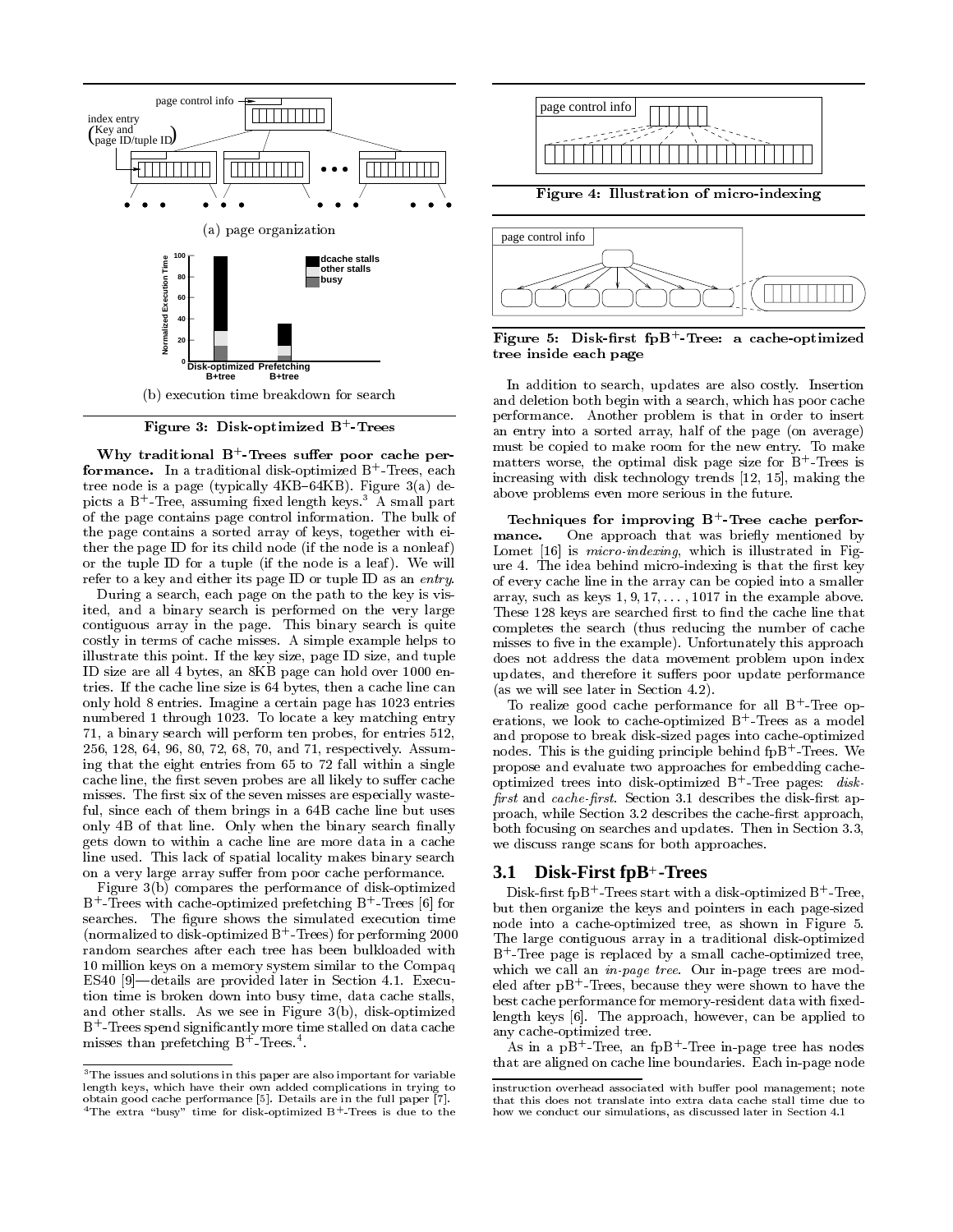(a) page organization

(b) execution time breakdown for search

**Figure 3: Disk-optimized B$^+$-Trees**

**Why traditional B$^+$-Trees suffer poor cache performance.** In a traditional disk-optimized B$^+$-Trees, each tree node is a page (typically 4KB–64KB). Figure 3(a) depicts a B$^+$-Tree, assuming fixed length keys.[3] A small part of the page contains page control information. The bulk of the page contains a sorted array of keys, together with either the page ID for its child node (if the node is a nonleaf) or the tuple ID for a tuple (if the node is a leaf). We will refer to a key and either its page ID or tuple ID as an *entry*.

During a search, each page on the path to the key is visited, and a binary search is performed on the very large contiguous array in the page. This binary search is quite costly in terms of cache misses. A simple example helps to illustrate this point. If the key size, page ID size, and tuple ID size are all 4 bytes, an 8KB page can hold over 1000 entries. If the cache line size is 64 bytes, then a cache line can only hold 8 entries. Imagine a certain page has 1023 entries numbered 1 through 1023. To locate a key matching entry 71, a binary search will perform ten probes, for entries 512, 256, 128, 64, 96, 80, 72, 68, 70, and 71, respectively. Assuming that the eight entries from 65 to 72 fall within a single cache line, the first seven probes are all likely to suffer cache misses. The first six of the seven misses are especially wasteful, since each of them brings in a 64B cache line but uses only 4B of that line. Only when the binary search finally gets down to within a cache line are more data in a cache line used. This lack of spatial locality makes binary search on a very large array suffer from poor cache performance.

Figure 3(b) compares the performance of disk-optimized B$^+$-Trees with cache-optimized prefetching B$^+$-Trees [6] for searches. The figure shows the simulated execution time (normalized to disk-optimized B$^+$-Trees) for performing 2000 random searches after each tree has been bulkloaded with 10 million keys on a memory system similar to the Compaq ES40 [9]—details are provided later in Section 4.1. Execution time is broken down into busy time, data cache stalls, and other stalls. As we see in Figure 3(b), disk-optimized B$^+$-Trees spend significantly more time stalled on data cache misses than prefetching B$^+$-Trees.[4].

[3]The issues and solutions in this paper are also important for variable length keys, which have their own added complications in trying to obtain good cache performance [5]. Details are in the full paper [7].

[4]The extra "busy" time for disk-optimized B$^+$-Trees is due to the instruction overhead associated with buffer pool management; note that this does not translate into extra data cache stall time due to how we conduct our simulations, as discussed later in Section 4.1

**Figure 4: Illustration of micro-indexing**

**Figure 5: Disk-first fpB$^+$-Tree: a cache-optimized tree inside each page**

In addition to search, updates are also costly. Insertion and deletion both begin with a search, which has poor cache performance. Another problem is that in order to insert an entry into a sorted array, half of the page (on average) must be copied to make room for the new entry. To make matters worse, the optimal disk page size for B$^+$-Trees is increasing with disk technology trends [12, 15], making the above problems even more serious in the future.

**Techniques for improving B$^+$-Tree cache performance.** One approach that was briefly mentioned by Lomet [16] is *micro-indexing*, which is illustrated in Figure 4. The idea behind micro-indexing is that the first key of every cache line in the array can be copied into a smaller array, such as keys 1, 9, 17, ..., 1017 in the example above. These 128 keys are searched first to find the cache line that completes the search (thus reducing the number of cache misses to five in the example). Unfortunately this approach does not address the data movement problem upon index updates, and therefore it suffers poor update performance (as we will see later in Section 4.2).

To realize good cache performance for all B$^+$-Tree operations, we look to cache-optimized B$^+$-Trees as a model and propose to break disk-sized pages into cache-optimized nodes. This is the guiding principle behind fpB$^+$-Trees. We propose and evaluate two approaches for embedding cache-optimized trees into disk-optimized B$^+$-Tree pages: *disk-first* and *cache-first*. Section 3.1 describes the disk-first approach, while Section 3.2 describes the cache-first approach, both focusing on searches and updates. Then in Section 3.3, we discuss range scans for both approaches.

## 3.1 Disk-First fpB$^+$-Trees

Disk-first fpB$^+$-Trees start with a disk-optimized B$^+$-Tree, but then organize the keys and pointers in each page-sized node into a cache-optimized tree, as shown in Figure 5. The large contiguous array in a traditional disk-optimized B$^+$-Tree page is replaced by a small cache-optimized tree, which we call an *in-page tree*. Our in-page trees are modeled after pB$^+$-Trees, because they were shown to have the best cache performance for memory-resident data with fixed-length keys [6]. The approach, however, can be applied to any cache-optimized tree.

As in a pB$^+$-Tree, an fpB$^+$-Tree in-page tree has nodes that are aligned on cache line boundaries. Each in-page node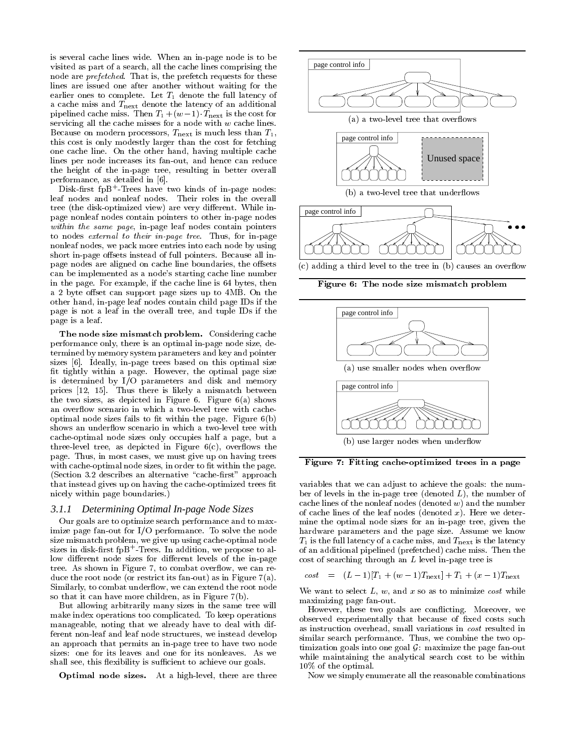is several cache lines wide. When an in-page node is to be visited as part of a search, all the cache lines comprising the node are *prefetched*. That is, the prefetch requests for these lines are issued one after another without waiting for the earlier ones to complete. Let $T_1$ denote the full latency of a cache miss and $T_{\text{next}}$ denote the latency of an additional pipelined cache miss. Then $T_1 + (w-1) \cdot T_{\text{next}}$ is the cost for servicing all the cache misses for a node with $w$ cache lines. Because on modern processors, $T_{\text{next}}$ is much less than $T_1$, this cost is only modestly larger than the cost for fetching one cache line. On the other hand, having multiple cache lines per node increases its fan-out, and hence can reduce the height of the in-page tree, resulting in better overall performance, as detailed in [6].

Disk-first fpB$^+$-Trees have two kinds of in-page nodes: leaf nodes and nonleaf nodes. Their roles in the overall tree (the disk-optimized view) are very different. While in-page nonleaf nodes contain pointers to other in-page nodes *within the same page*, in-page leaf nodes contain pointers to nodes *external to their in-page tree*. Thus, for in-page nonleaf nodes, we pack more entries into each node by using short in-page offsets instead of full pointers. Because all in-page nodes are aligned on cache line boundaries, the offsets can be implemented as a node's starting cache line number in the page. For example, if the cache line is 64 bytes, then a 2 byte offset can support page sizes up to 4MB. On the other hand, in-page leaf nodes contain child page IDs if the page is not a leaf in the overall tree, and tuple IDs if the page is a leaf.

**The node size mismatch problem.** Considering cache performance only, there is an optimal in-page node size, determined by memory system parameters and key and pointer sizes [6]. Ideally, in-page trees based on this optimal size fit tightly within a page. However, the optimal page size is determined by I/O parameters and disk and memory prices [12, 15]. Thus there is likely a mismatch between the two sizes, as depicted in Figure 6. Figure 6(a) shows an overflow scenario in which a two-level tree with cache-optimal node sizes fails to fit within the page. Figure 6(b) shows an underflow scenario in which a two-level tree with cache-optimal node sizes only occupies half a page, but a three-level tree, as depicted in Figure 6(c), overflows the page. Thus, in most cases, we must give up on having trees with cache-optimal node sizes, in order to fit within the page. (Section 3.2 describes an alternative "cache-first" approach that instead gives up on having the cache-optimized trees fit nicely within page boundaries.)

(a) a two-level tree that overflows

(b) a two-level tree that underflows

(c) adding a third level to the tree in (b) causes an overflow

**Figure 6: The node size mismatch problem**

(a) use smaller nodes when overflow

(b) use larger nodes when underflow

**Figure 7: Fitting cache-optimized trees in a page**

### 3.1.1 Determining Optimal In-page Node Sizes

Our goals are to optimize search performance and to maximize page fan-out for I/O performance. To solve the node size mismatch problem, we give up using cache-optimal node sizes in disk-first fpB$^+$-Trees. In addition, we propose to allow different node sizes for different levels of the in-page tree. As shown in Figure 7, to combat overflow, we can reduce the root node (or restrict its fan-out) as in Figure 7(a). Similarly, to combat underflow, we can extend the root node so that it can have more children, as in Figure 7(b).

But allowing arbitrarily many sizes in the same tree will make index operations too complicated. To keep operations manageable, noting that we already have to deal with different non-leaf and leaf node structures, we instead develop an approach that permits an in-page tree to have two node sizes: one for its leaves and one for its nonleaves. As we shall see, this flexibility is sufficient to achieve our goals.

**Optimal node sizes.** At a high-level, there are three variables that we can adjust to achieve the goals: the number of levels in the in-page tree (denoted $L$), the number of cache lines of the nonleaf nodes (denoted $w$) and the number of cache lines of the leaf nodes (denoted $x$). Here we determine the optimal node sizes for an in-page tree, given the hardware parameters and the page size. Assume we know $T_1$ is the full latency of a cache miss, and $T_{\text{next}}$ is the latency of an additional pipelined (prefetched) cache miss. Then the cost of searching through an $L$ level in-page tree is

$$cost = (L-1)[T_1 + (w-1)T_{\text{next}}] + T_1 + (x-1)T_{\text{next}}$$

We want to select $L$, $w$, and $x$ so as to minimize *cost* while maximizing page fan-out.

However, these two goals are conflicting. Moreover, we observed experimentally that because of fixed costs such as instruction overhead, small variations in *cost* resulted in similar search performance. Thus, we combine the two optimization goals into one goal $\mathcal{G}$: maximize the page fan-out while maintaining the analytical search cost to be within 10% of the optimal.

Now we simply enumerate all the reasonable combinations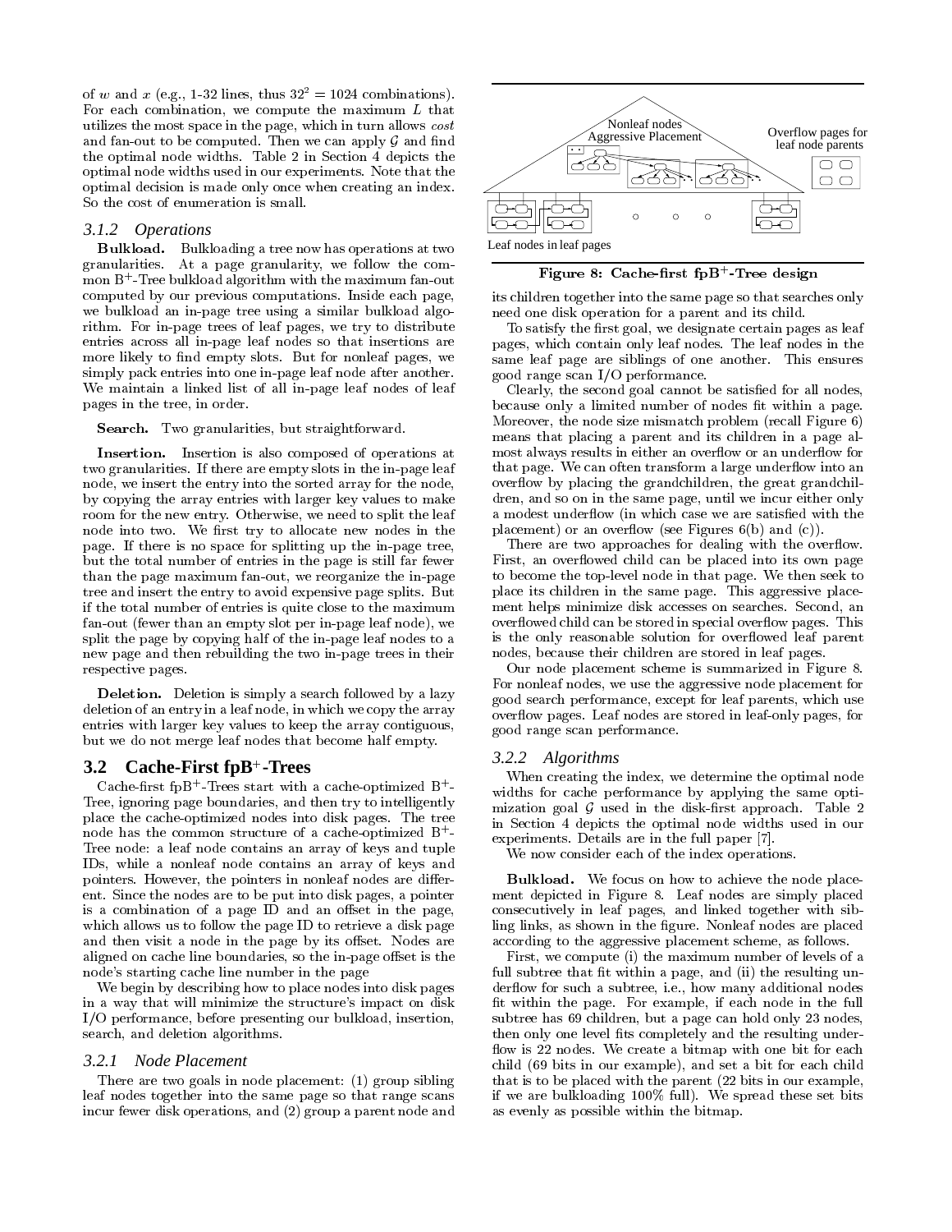of $w$ and $x$ (e.g., 1-32 lines, thus $32^2 = 1024$ combinations). For each combination, we compute the maximum $L$ that utilizes the most space in the page, which in turn allows *cost* and fan-out to be computed. Then we can apply $\mathcal{G}$ and find the optimal node widths. Table 2 in Section 4 depicts the optimal node widths used in our experiments. Note that the optimal decision is made only once when creating an index. So the cost of enumeration is small.

### 3.1.2 Operations

**Bulkload.** Bulkloading a tree now has operations at two granularities. At a page granularity, we follow the common B$^+$-Tree bulkload algorithm with the maximum fan-out computed by our previous computations. Inside each page, we bulkload an in-page tree using a similar bulkload algorithm. For in-page trees of leaf pages, we try to distribute entries across all in-page leaf nodes so that insertions are more likely to find empty slots. But for nonleaf pages, we simply pack entries into one in-page leaf node after another. We maintain a linked list of all in-page leaf nodes of leaf pages in the tree, in order.

**Search.** Two granularities, but straightforward.

**Insertion.** Insertion is also composed of operations at two granularities. If there are empty slots in the in-page leaf node, we insert the entry into the sorted array for the node, by copying the array entries with larger key values to make room for the new entry. Otherwise, we need to split the leaf node into two. We first try to allocate new nodes in the page. If there is no space for splitting up the in-page tree, but the total number of entries in the page is still far fewer than the page maximum fan-out, we reorganize the in-page tree and insert the entry to avoid expensive page splits. But if the total number of entries is quite close to the maximum fan-out (fewer than an empty slot per in-page leaf node), we split the page by copying half of the in-page leaf nodes to a new page and then rebuilding the two in-page trees in their respective pages.

**Deletion.** Deletion is simply a search followed by a lazy deletion of an entry in a leaf node, in which we copy the array entries with larger key values to keep the array contiguous, but we do not merge leaf nodes that become half empty.

## 3.2 Cache-First fpB$^+$-Trees

Cache-first fpB$^+$-Trees start with a cache-optimized B$^+$-Tree, ignoring page boundaries, and then try to intelligently place the cache-optimized nodes into disk pages. The tree node has the common structure of a cache-optimized B$^+$-Tree node: a leaf node contains an array of keys and tuple IDs, while a nonleaf node contains an array of keys and pointers. However, the pointers in nonleaf nodes are different. Since the nodes are to be put into disk pages, a pointer is a combination of a page ID and an offset in the page, which allows us to follow the page ID to retrieve a disk page and then visit a node in the page by its offset. Nodes are aligned on cache line boundaries, so the in-page offset is the node's starting cache line number in the page

We begin by describing how to place nodes into disk pages in a way that will minimize the structure's impact on disk I/O performance, before presenting our bulkload, insertion, search, and deletion algorithms.

### 3.2.1 Node Placement

There are two goals in node placement: (1) group sibling leaf nodes together into the same page so that range scans incur fewer disk operations, and (2) group a parent node and its children together into the same page so that searches only need one disk operation for a parent and its child.

**Figure 8: Cache-first fpB$^+$-Tree design**

To satisfy the first goal, we designate certain pages as leaf pages, which contain only leaf nodes. The leaf nodes in the same leaf page are siblings of one another. This ensures good range scan I/O performance.

Clearly, the second goal cannot be satisfied for all nodes, because only a limited number of nodes fit within a page. Moreover, the node size mismatch problem (recall Figure 6) means that placing a parent and its children in a page almost always results in either an overflow or an underflow for that page. We can often transform a large underflow into an overflow by placing the grandchildren, the great grandchildren, and so on in the same page, until we incur either only a modest underflow (in which case we are satisfied with the placement) or an overflow (see Figures 6(b) and (c)).

There are two approaches for dealing with the overflow. First, an overflowed child can be placed into its own page to become the top-level node in that page. We then seek to place its children in the same page. This aggressive placement helps minimize disk accesses on searches. Second, an overflowed child can be stored in special overflow pages. This is the only reasonable solution for overflowed leaf parent nodes, because their children are stored in leaf pages.

Our node placement scheme is summarized in Figure 8. For nonleaf nodes, we use the aggressive node placement for good search performance, except for leaf parents, which use overflow pages. Leaf nodes are stored in leaf-only pages, for good range scan performance.

### 3.2.2 Algorithms

When creating the index, we determine the optimal node widths for cache performance by applying the same optimization goal $\mathcal{G}$ used in the disk-first approach. Table 2 in Section 4 depicts the optimal node widths used in our experiments. Details are in the full paper [7].

We now consider each of the index operations.

**Bulkload.** We focus on how to achieve the node placement depicted in Figure 8. Leaf nodes are simply placed consecutively in leaf pages, and linked together with sibling links, as shown in the figure. Nonleaf nodes are placed according to the aggressive placement scheme, as follows.

First, we compute (i) the maximum number of levels of a full subtree that fit within a page, and (ii) the resulting underflow for such a subtree, i.e., how many additional nodes fit within the page. For example, if each node in the full subtree has 69 children, but a page can hold only 23 nodes, then only one level fits completely and the resulting underflow is 22 nodes. We create a bitmap with one bit for each child (69 bits in our example), and set a bit for each child that is to be placed with the parent (22 bits in our example, if we are bulkloading 100% full). We spread these set bits as evenly as possible within the bitmap.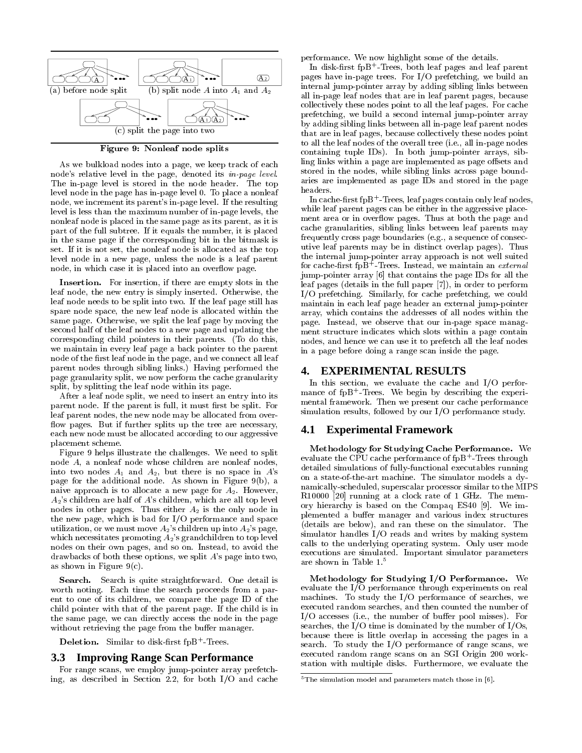(a) before node split (b) split node $A$ into $A_1$ and $A_2$

(c) split the page into two

**Figure 9: Nonleaf node splits**

As we bulkload nodes into a page, we keep track of each node's relative level in the page, denoted its *in-page level*. The in-page level is stored in the node header. The top level node in the page has in-page level 0. To place a nonleaf node, we increment its parent's in-page level. If the resulting level is less than the maximum number of in-page levels, the nonleaf node is placed in the same page as its parent, as it is part of the full subtree. If it equals the number, it is placed in the same page if the corresponding bit in the bitmask is set. If it is not set, the nonleaf node is allocated as the top level node in a new page, unless the node is a leaf parent node, in which case it is placed into an overflow page.

**Insertion.** For insertion, if there are empty slots in the leaf node, the new entry is simply inserted. Otherwise, the leaf node needs to be split into two. If the leaf page still has spare node space, the new leaf node is allocated within the same page. Otherwise, we split the leaf page by moving the second half of the leaf nodes to a new page and updating the corresponding child pointers in their parents. (To do this, we maintain in every leaf page a back pointer to the parent node of the first leaf node in the page, and we connect all leaf parent nodes through sibling links.) Having performed the page granularity split, we now perform the cache granularity split, by splitting the leaf node within its page.

After a leaf node split, we need to insert an entry into its parent node. If the parent is full, it must first be split. For leaf parent nodes, the new node may be allocated from overflow pages. But if further splits up the tree are necessary, each new node must be allocated according to our aggressive placement scheme.

Figure 9 helps illustrate the challenges. We need to split node $A$, a nonleaf node whose children are nonleaf nodes, into two nodes $A_1$ and $A_2$, but there is no space in $A$'s page for the additional node. As shown in Figure 9(b), a naive approach is to allocate a new page for $A_2$. However, $A_2$'s children are half of $A$'s children, which are all top level nodes in other pages. Thus either $A_2$ is the only node in the new page, which is bad for I/O performance and space utilization, or we must move $A_2$'s children up into $A_2$'s page, which necessitates promoting $A_2$'s grandchildren to top level nodes on their own pages, and so on. Instead, to avoid the drawbacks of both these options, we split $A$'s page into two, as shown in Figure 9(c).

**Search.** Search is quite straightforward. One detail is worth noting. Each time the search proceeds from a parent to one of its children, we compare the page ID of the child pointer with that of the parent page. If the child is in the same page, we can directly access the node in the page without retrieving the page from the buffer manager.

**Deletion.** Similar to disk-first fpB$^+$-Trees.

## 3.3 Improving Range Scan Performance

For range scans, we employ jump-pointer array prefetching, as described in Section 2.2, for both I/O and cache performance. We now highlight some of the details.

In disk-first fpB$^+$-Trees, both leaf pages and leaf parent pages have in-page trees. For I/O prefetching, we build an internal jump-pointer array by adding sibling links between all in-page leaf nodes that are in leaf parent pages, because collectively these nodes point to all the leaf pages. For cache prefetching, we build a second internal jump-pointer array by adding sibling links between all in-page leaf parent nodes that are in leaf pages, because collectively these nodes point to all the leaf nodes of the overall tree (i.e., all in-page nodes containing tuple IDs). In both jump-pointer arrays, sibling links within a page are implemented as page offsets and stored in the nodes, while sibling links across page boundaries are implemented as page IDs and stored in the page headers.

In cache-first fpB$^+$-Trees, leaf pages contain only leaf nodes, while leaf parent pages can be either in the aggressive placement area or in overflow pages. Thus at both the page and cache granularities, sibling links between leaf parents may frequently cross page boundaries (e.g., a sequence of consecutive leaf parents may be in distinct overlap pages). Thus the internal jump-pointer array approach is not well suited for cache-first fpB$^+$-Trees. Instead, we maintain an *external* jump-pointer array [6] that contains the page IDs for all the leaf pages (details in the full paper [7]), in order to perform I/O prefetching. Similarly, for cache prefetching, we could maintain in each leaf page header an external jump-pointer array, which contains the addresses of all nodes within the page. Instead, we observe that our in-page space managment structure indicates which slots within a page contain nodes, and hence we can use it to prefetch all the leaf nodes in a page before doing a range scan inside the page.

# 4. EXPERIMENTAL RESULTS

In this section, we evaluate the cache and I/O performance of fpB$^+$-Trees. We begin by describing the experimental framework. Then we present our cache performance simulation results, followed by our I/O performance study.

## 4.1 Experimental Framework

**Methodology for Studying Cache Performance.** We evaluate the CPU cache performance of fpB$^+$-Trees through detailed simulations of fully-functional executables running on a state-of-the-art machine. The simulator models a dynamically-scheduled, superscalar processor similar to the MIPS R10000 [20] running at a clock rate of 1 GHz. The memory hierarchy is based on the Compaq ES40 [9]. We implemented a buffer manager and various index structures (details are below), and ran these on the simulator. The simulator handles I/O reads and writes by making system calls to the underlying operating system. Only user mode executions are simulated. Important simulator parameters are shown in Table 1.[5]

**Methodology for Studying I/O Performance.** We evaluate the I/O performance through experiments on real machines. To study the I/O performance of searches, we executed random searches, and then counted the number of I/O accesses (i.e., the number of buffer pool misses). For searches, the I/O time is dominated by the number of I/Os, because there is little overlap in accessing the pages in a search. To study the I/O performance of range scans, we executed random range scans on an SGI Origin 200 workstation with multiple disks. Furthermore, we evaluate the

[5] The simulation model and parameters match those in [6].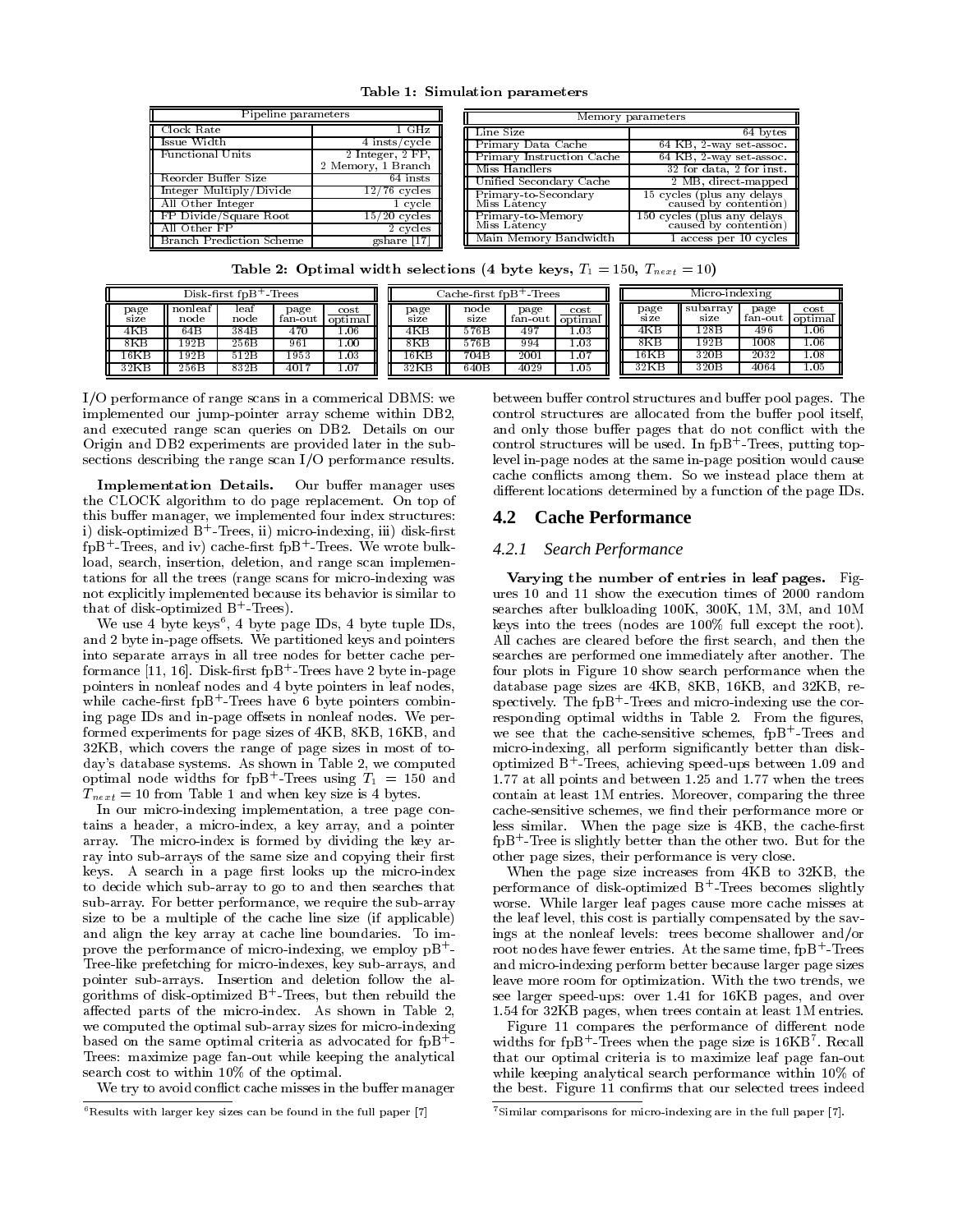**Table 1: Simulation parameters**

| Pipeline parameters | |
|---|---|
| Clock Rate | 1 GHz |
| Issue Width | 4 insts/cycle |
| Functional Units | 2 Integer, 2 FP, 2 Memory, 1 Branch |
| Reorder Buffer Size | 64 insts |
| Integer Multiply/Divide | 12/76 cycles |
| All Other Integer | 1 cycle |
| FP Divide/Square Root | 15/20 cycles |
| All Other FP | 2 cycles |
| Branch Prediction Scheme | gshare [17] |

| Memory parameters | |
|---|---|
| Line Size | 64 bytes |
| Primary Data Cache | 64 KB, 2-way set-assoc. |
| Primary Instruction Cache | 64 KB, 2-way set-assoc. |
| Miss Handlers | 32 for data, 2 for inst. |
| Unified Secondary Cache | 2 MB, direct-mapped |
| Primary-to-Secondary Miss Latency | 15 cycles (plus any delays caused by contention) |
| Primary-to-Memory Miss Latency | 150 cycles (plus any delays caused by contention) |
| Main Memory Bandwidth | 1 access per 10 cycles |

**Table 2: Optimal width selections (4 byte keys, $T_1 = 150$, $T_{next} = 10$)**

| Disk-first fpB+-Trees | | | | |
|---|---|---|---|---|
| page size | nonleaf node | leaf node | page fan-out | cost optimal |
| 4KB | 64B | 384B | 470 | 1.06 |
| 8KB | 192B | 256B | 961 | 1.00 |
| 16KB | 192B | 512B | 1953 | 1.03 |
| 32KB | 256B | 832B | 4017 | 1.07 |

| Cache-first fpB+-Trees | | | |
|---|---|---|---|
| page size | node size | page fan-out | cost optimal |
| 4KB | 576B | 497 | 1.03 |
| 8KB | 576B | 994 | 1.03 |
| 16KB | 704B | 2001 | 1.07 |
| 32KB | 640B | 4029 | 1.05 |

| Micro-indexing | | | |
|---|---|---|---|
| page size | subarray size | page fan-out | cost optimal |
| 4KB | 128B | 496 | 1.06 |
| 8KB | 192B | 1008 | 1.06 |
| 16KB | 320B | 2032 | 1.08 |
| 32KB | 320B | 4064 | 1.05 |

I/O performance of range scans in a commerical DBMS: we implemented our jump-pointer array scheme within DB2, and executed range scan queries on DB2. Details on our Origin and DB2 experiments are provided later in the subsections describing the range scan I/O performance results.

**Implementation Details.** Our buffer manager uses the CLOCK algorithm to do page replacement. On top of this buffer manager, we implemented four index structures: i) disk-optimized B+-Trees, ii) micro-indexing, iii) disk-first fpB+-Trees, and iv) cache-first fpB+-Trees. We wrote bulkload, search, insertion, deletion, and range scan implementations for all the trees (range scans for micro-indexing was not explicitly implemented because its behavior is similar to that of disk-optimized B+-Trees).

We use 4 byte keys[6], 4 byte page IDs, 4 byte tuple IDs, and 2 byte in-page offsets. We partitioned keys and pointers into separate arrays in all tree nodes for better cache performance [11, 16]. Disk-first fpB+-Trees have 2 byte in-page pointers in nonleaf nodes and 4 byte pointers in leaf nodes, while cache-first fpB+-Trees have 6 byte pointers combining page IDs and in-page offsets in nonleaf nodes. We performed experiments for page sizes of 4KB, 8KB, 16KB, and 32KB, which covers the range of page sizes in most of today's database systems. As shown in Table 2, we computed optimal node widths for fpB+-Trees using $T_1 = 150$ and $T_{next} = 10$ from Table 1 and when key size is 4 bytes.

In our micro-indexing implementation, a tree page contains a header, a micro-index, a key array, and a pointer array. The micro-index is formed by dividing the key array into sub-arrays of the same size and copying their first keys. A search in a page first looks up the micro-index to decide which sub-array to go to and then searches that sub-array. For better performance, we require the sub-array size to be a multiple of the cache line size (if applicable) and align the key array at cache line boundaries. To improve the performance of micro-indexing, we employ pB+-Tree-like prefetching for micro-indexes, key sub-arrays, and pointer sub-arrays. Insertion and deletion follow the algorithms of disk-optimized B+-Trees, but then rebuild the affected parts of the micro-index. As shown in Table 2, we computed the optimal sub-array sizes for micro-indexing based on the same optimal criteria as advocated for fpB+-Trees: maximize page fan-out while keeping the analytical search cost to within 10% of the optimal.

We try to avoid conflict cache misses in the buffer manager between buffer control structures and buffer pool pages. The control structures are allocated from the buffer pool itself, and only those buffer pages that do not conflict with the control structures will be used. In fpB+-Trees, putting top-level in-page nodes at the same in-page position would cause cache conflicts among them. So we instead place them at different locations determined by a function of the page IDs.

## 4.2 Cache Performance

### 4.2.1 Search Performance

**Varying the number of entries in leaf pages.** Figures 10 and 11 show the execution times of 2000 random searches after bulkloading 100K, 300K, 1M, 3M, and 10M keys into the trees (nodes are 100% full except the root). All caches are cleared before the first search, and then the searches are performed one immediately after another. The four plots in Figure 10 show search performance when the database page sizes are 4KB, 8KB, 16KB, and 32KB, respectively. The fpB+-Trees and micro-indexing use the corresponding optimal widths in Table 2. From the figures, we see that the cache-sensitive schemes, fpB+-Trees and micro-indexing, all perform significantly better than disk-optimized B+-Trees, achieving speed-ups between 1.09 and 1.77 at all points and between 1.25 and 1.77 when the trees contain at least 1M entries. Moreover, comparing the three cache-sensitive schemes, we find their performance more or less similar. When the page size is 4KB, the cache-first fpB+-Tree is slightly better than the other two. But for the other page sizes, their performance is very close.

When the page size increases from 4KB to 32KB, the performance of disk-optimized B+-Trees becomes slightly worse. While larger leaf pages cause more cache misses at the leaf level, this cost is partially compensated by the savings at the nonleaf levels: trees become shallower and/or root nodes have fewer entries. At the same time, fpB+-Trees and micro-indexing perform better because larger page sizes leave more room for optimization. With the two trends, we see larger speed-ups: over 1.41 for 16KB pages, and over 1.54 for 32KB pages, when trees contain at least 1M entries.

Figure 11 compares the performance of different node widths for fpB+-Trees when the page size is 16KB[7]. Recall that our optimal criteria is to maximize leaf page fan-out while keeping analytical search performance within 10% of the best. Figure 11 confirms that our selected trees indeed

[6] Results with larger key sizes can be found in the full paper [7]

[7] Similar comparisons for micro-indexing are in the full paper [7].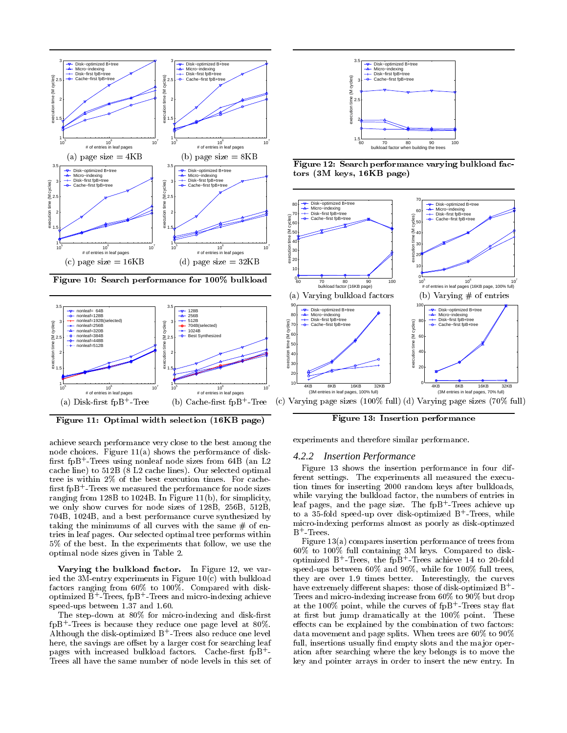(a) page size = 4KB

(b) page size = 8KB

(c) page size = 16KB

(d) page size = 32KB

**Figure 10: Search performance for 100% bulkload**

(a) Disk-first fpB$^+$-Tree

(b) Cache-first fpB$^+$-Tree

**Figure 11: Optimal width selection (16KB page)**

**Figure 12: Search performance varying bulkload factors (3M keys, 16KB page)**

(a) Varying bulkload factors

(b) Varying # of entries

(c) Varying page sizes (100% full)

(d) Varying page sizes (70% full)

**Figure 13: Insertion performance**

achieve search performance very close to the best among the node choices. Figure 11(a) shows the performance of disk-first fpB$^+$-Trees using nonleaf node sizes from 64B (an L2 cache line) to 512B (8 L2 cache lines). Our selected optimal tree is within 2% of the best execution times. For cache-first fpB$^+$-Trees we measured the performance for node sizes ranging from 128B to 1024B. In Figure 11(b), for simplicity, we only show curves for node sizes of 128B, 256B, 512B, 704B, 1024B, and a best performance curve synthesized by taking the minimums of all curves with the same # of entries in leaf pages. Our selected optimal tree performs within 5% of the best. In the experiments that follow, we use the optimal node sizes given in Table 2.

**Varying the bulkload factor.** In Figure 12, we varied the 3M-entry experiments in Figure 10(c) with bulkload factors ranging from 60% to 100%. Compared with disk-optimized B$^+$-Trees, fpB$^+$-Trees and micro-indexing achieve speed-ups between 1.37 and 1.60.

The step-down at 80% for micro-indexing and disk-first fpB$^+$-Trees is because they reduce one page level at 80%. Although the disk-optimized B$^+$-Trees also reduce one level here, the savings are offset by a larger cost for searching leaf pages with increased bulkload factors. Cache-first fpB$^+$-Trees all have the same number of node levels in this set of experiments and therefore similar performance.

### 4.2.2 Insertion Performance

Figure 13 shows the insertion performance in four different settings. The experiments all measured the execution times for inserting 2000 random keys after bulkloads, while varying the bulkload factor, the numbers of entries in leaf pages, and the page size. The fpB$^+$-Trees achieve up to a 35-fold speed-up over disk-optimized B$^+$-Trees, while micro-indexing performs almost as poorly as disk-optimzed B$^+$-Trees.

Figure 13(a) compares insertion performance of trees from 60% to 100% full containing 3M keys. Compared to disk-optimized B$^+$-Trees, the fpB$^+$-Trees achieve 14 to 20-fold speed-ups between 60% and 90%, while for 100% full trees, they are over 1.9 times better. Interestingly, the curves have extremely different shapes: those of disk-optimized B$^+$-Trees and micro-indexing increase from 60% to 90% but drop at the 100% point, while the curves of fpB$^+$-Trees stay flat at first but jump dramatically at the 100% point. These effects can be explained by the combination of two factors: data movement and page splits. When trees are 60% to 90% full, insertions usually find empty slots and the major operation after searching where the key belongs is to move the key and pointer arrays in order to insert the new entry. In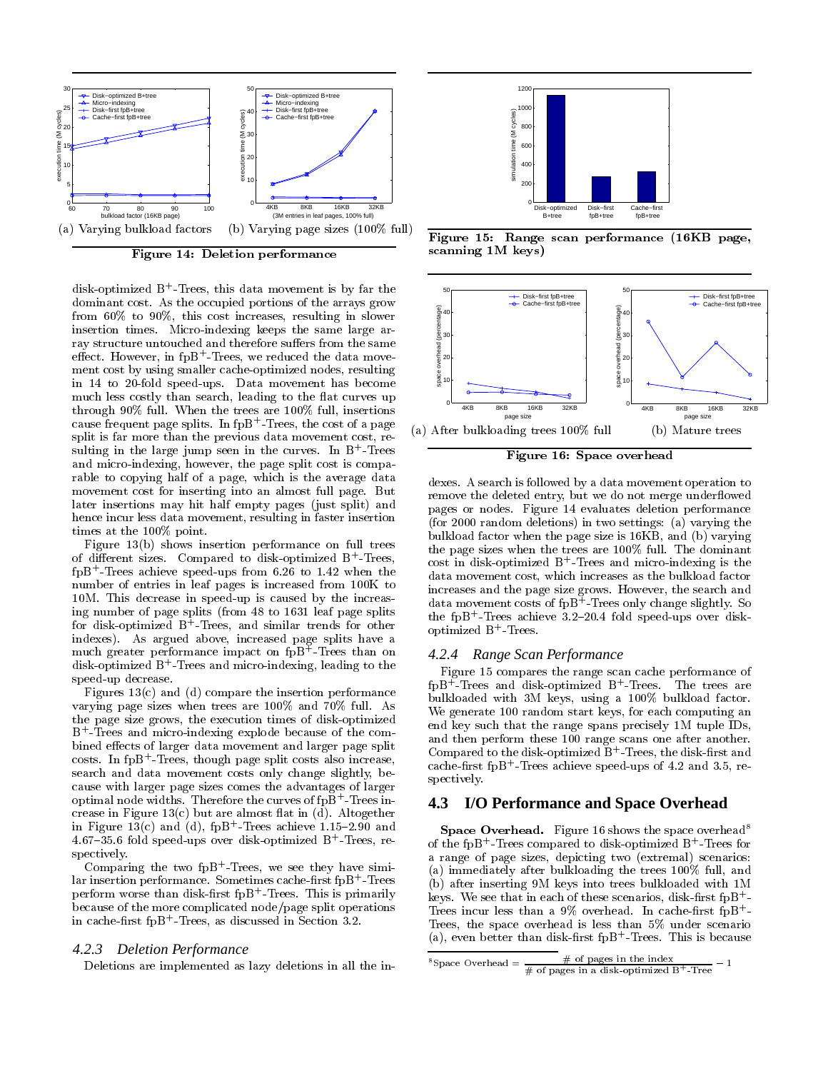(a) Varying bulkload factors (b) Varying page sizes (100% full)

**Figure 14: Deletion performance**

disk-optimized $B^+$-Trees, this data movement is by far the dominant cost. As the occupied portions of the arrays grow from 60% to 90%, this cost increases, resulting in slower insertion times. Micro-indexing keeps the same large array structure untouched and therefore suffers from the same effect. However, in fp$B^+$-Trees, we reduced the data movement cost by using smaller cache-optimized nodes, resulting in 14 to 20-fold speed-ups. Data movement has become much less costly than search, leading to the flat curves up through 90% full. When the trees are 100% full, insertions cause frequent page splits. In fp$B^+$-Trees, the cost of a page split is far more than the previous data movement cost, resulting in the large jump seen in the curves. In $B^+$-Trees and micro-indexing, however, the page split cost is comparable to copying half of a page, which is the average data movement cost for inserting into an almost full page. But later insertions may hit half empty pages (just split) and hence incur less data movement, resulting in faster insertion times at the 100% point.

Figure 13(b) shows insertion performance on full trees of different sizes. Compared to disk-optimized $B^+$-Trees, fp$B^+$-Trees achieve speed-ups from 6.26 to 1.42 when the number of entries in leaf pages is increased from 100K to 10M. This decrease in speed-up is caused by the increasing number of page splits (from 48 to 1631 leaf page splits for disk-optimized $B^+$-Trees, and similar trends for other indexes). As argued above, increased page splits have a much greater performance impact on fp$B^+$-Trees than on disk-optimized $B^+$-Trees and micro-indexing, leading to the speed-up decrease.

Figures 13(c) and (d) compare the insertion performance varying page sizes when trees are 100% and 70% full. As the page size grows, the execution times of disk-optimized $B^+$-Trees and micro-indexing explode because of the combined effects of larger data movement and larger page split costs. In fp$B^+$-Trees, though page split costs also increase, search and data movement costs only change slightly, because with larger page sizes comes the advantages of larger optimal node widths. Therefore the curves of fp$B^+$-Trees increase in Figure 13(c) but are almost flat in (d). Altogether in Figure 13(c) and (d), fp$B^+$-Trees achieve 1.15–2.90 and 4.67–35.6 fold speed-ups over disk-optimized $B^+$-Trees, respectively.

Comparing the two fp$B^+$-Trees, we see they have similar insertion performance. Sometimes cache-first fp$B^+$-Trees perform worse than disk-first fp$B^+$-Trees. This is primarily because of the more complicated node/page split operations in cache-first fp$B^+$-Trees, as discussed in Section 3.2.

### 4.2.3 Deletion Performance

Deletions are implemented as lazy deletions in all the indexes. A search is followed by a data movement operation to remove the deleted entry, but we do not merge underflowed pages or nodes. Figure 14 evaluates deletion performance (for 2000 random deletions) in two settings: (a) varying the bulkload factor when the page size is 16KB, and (b) varying the page sizes when the trees are 100% full. The dominant cost in disk-optimized $B^+$-Trees and micro-indexing is the data movement cost, which increases as the bulkload factor increases and the page size grows. However, the search and data movement costs of fp$B^+$-Trees only change slightly. So the fp$B^+$-Trees achieve 3.2–20.4 fold speed-ups over disk-optimized $B^+$-Trees.

**Figure 15: Range scan performance (16KB page, scanning 1M keys)**

(a) After bulkloading trees 100% full (b) Mature trees

**Figure 16: Space overhead**

### 4.2.4 Range Scan Performance

Figure 15 compares the range scan cache performance of fp$B^+$-Trees and disk-optimized $B^+$-Trees. The trees are bulkloaded with 3M keys, using a 100% bulkload factor. We generate 100 random start keys, for each computing an end key such that the range spans precisely 1M tuple IDs, and then perform these 100 range scans one after another. Compared to the disk-optimized $B^+$-Trees, the disk-first and cache-first fp$B^+$-Trees achieve speed-ups of 4.2 and 3.5, respectively.

## 4.3 I/O Performance and Space Overhead

**Space Overhead.** Figure 16 shows the space overhead[8] of the fp$B^+$-Trees compared to disk-optimized $B^+$-Trees for a range of page sizes, depicting two (extremal) scenarios: (a) immediately after bulkloading the trees 100% full, and (b) after inserting 9M keys into trees bulkloaded with 1M keys. We see that in each of these scenarios, disk-first fp$B^+$-Trees incur less than a 9% overhead. In cache-first fp$B^+$-Trees, the space overhead is less than 5% under scenario (a), even better than disk-first fp$B^+$-Trees. This is because

[8] $$\text{Space Overhead} = \frac{\text{\# of pages in the index}}{\text{\# of pages in a disk-optimized } B^+\text{-Tree}} - 1$$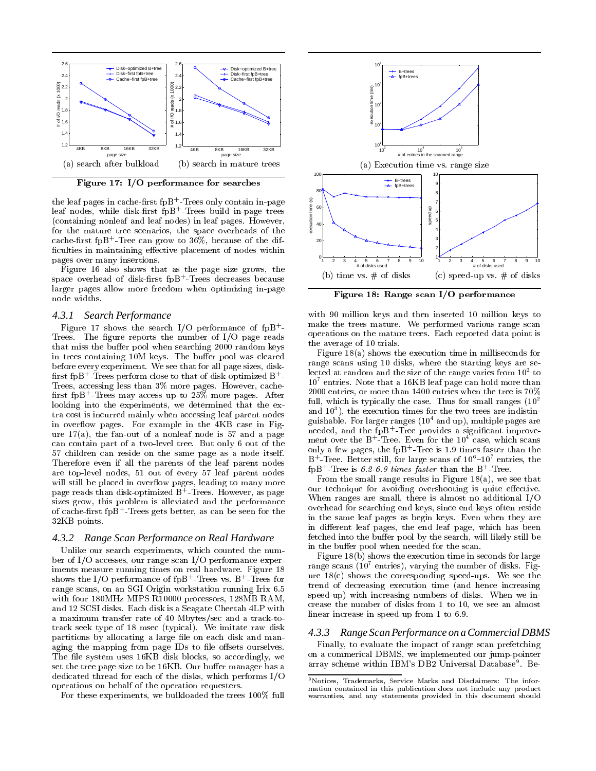Figure 17: I/O performance for searches

(a) search after bulkload

(b) search in mature trees

the leaf pages in cache-first fpB$^+$-Trees only contain in-page leaf nodes, while disk-first fpB$^+$-Trees build in-page trees (containing nonleaf and leaf nodes) in leaf pages. However, for the mature tree scenarios, the space overheads of the cache-first fpB$^+$-Tree can grow to 36%, because of the difficulties in maintaining effective placement of nodes within pages over many insertions.

Figure 16 also shows that as the page size grows, the space overhead of disk-first fpB$^+$-Trees decreases because larger pages allow more freedom when optimizing in-page node widths.

### 4.3.1 Search Performance

Figure 17 shows the search I/O performance of fpB$^+$-Trees. The figure reports the number of I/O page reads that miss the buffer pool when searching 2000 random keys in trees containing 10M keys. The buffer pool was cleared before every experiment. We see that for all page sizes, disk-first fpB$^+$-Trees perform close to that of disk-optimized B$^+$-Trees, accessing less than 3% more pages. However, cache-first fpB$^+$-Trees may access up to 25% more pages. After looking into the experiments, we determined that the extra cost is incurred mainly when accessing leaf parent nodes in overflow pages. For example in the 4KB case in Figure 17(a), the fan-out of a nonleaf node is 57 and a page can contain part of a two-level tree. But only 6 out of the 57 children can reside on the same page as a node itself. Therefore even if all the parents of the leaf parent nodes are top-level nodes, 51 out of every 57 leaf parent nodes will still be placed in overflow pages, leading to many more page reads than disk-optimized B$^+$-Trees. However, as page sizes grow, this problem is alleviated and the performance of cache-first fpB$^+$-Trees gets better, as can be seen for the 32KB points.

### 4.3.2 Range Scan Performance on Real Hardware

Unlike our search experiments, which counted the number of I/O accesses, our range scan I/O performance experiments measure running times on real hardware. Figure 18 shows the I/O performance of fpB$^+$-Trees vs. B$^+$-Trees for range scans, on an SGI Origin workstation running Irix 6.5 with four 180MHz MIPS R10000 processors, 128MB RAM, and 12 SCSI disks. Each disk is a Seagate Cheetah 4LP with a maximum transfer rate of 40 Mbytes/sec and a track-to-track seek type of 18 msec (typical). We imitate raw disk partitions by allocating a large file on each disk and managing the mapping from page IDs to file offsets ourselves. The file system uses 16KB disk blocks, so accordingly, we set the tree page size to be 16KB. Our buffer manager has a dedicated thread for each of the disks, which performs I/O operations on behalf of the operation requesters.

For these experiments, we bulkloaded the trees 100% full with 90 million keys and then inserted 10 million keys to make the trees mature. We performed various range scan operations on the mature trees. Each reported data point is the average of 10 trials.

(a) Execution time vs. range size

(b) time vs. # of disks

(c) speed-up vs. # of disks

Figure 18: Range scan I/O performance

Figure 18(a) shows the execution time in milliseconds for range scans using 10 disks, where the starting keys are selected at random and the size of the range varies from $10^2$ to $10^7$ entries. Note that a 16KB leaf page can hold more than 2000 entries, or more than 1400 entries when the tree is 70% full, which is typically the case. Thus for small ranges ($10^2$ and $10^3$), the execution times for the two trees are indistinguishable. For larger ranges ($10^4$ and up), multiple pages are needed, and the fpB$^+$-Tree provides a significant improvement over the B$^+$-Tree. Even for the $10^4$ case, which scans only a few pages, the fpB$^+$-Tree is 1.9 times faster than the B$^+$-Tree. Better still, for large scans of $10^6$–$10^7$ entries, the fpB$^+$-Tree is *6.2-6.9 times faster* than the B$^+$-Tree.

From the small range results in Figure 18(a), we see that our technique for avoiding overshooting is quite effective. When ranges are small, there is almost no additional I/O overhead for searching end keys, since end keys often reside in the same leaf pages as begin keys. Even when they are in different leaf pages, the end leaf page, which has been fetched into the buffer pool by the search, will likely still be in the buffer pool when needed for the scan.

Figure 18(b) shows the execution time in seconds for large range scans ($10^7$ entries), varying the number of disks. Figure 18(c) shows the corresponding speed-ups. We see the trend of decreasing execution time (and hence increasing speed-up) with increasing numbers of disks. When we increase the number of disks from 1 to 10, we see an almost linear increase in speed-up from 1 to 6.9.

### 4.3.3 Range Scan Performance on a Commercial DBMS

Finally, to evaluate the impact of range scan prefetching on a commerical DBMS, we implemented our jump-pointer array scheme within IBM's DB2 Universal Database[9]. Be-

[9]Notices, Trademarks, Service Marks and Disclaimers: The information contained in this publication does not include any product warranties, and any statements provided in this document should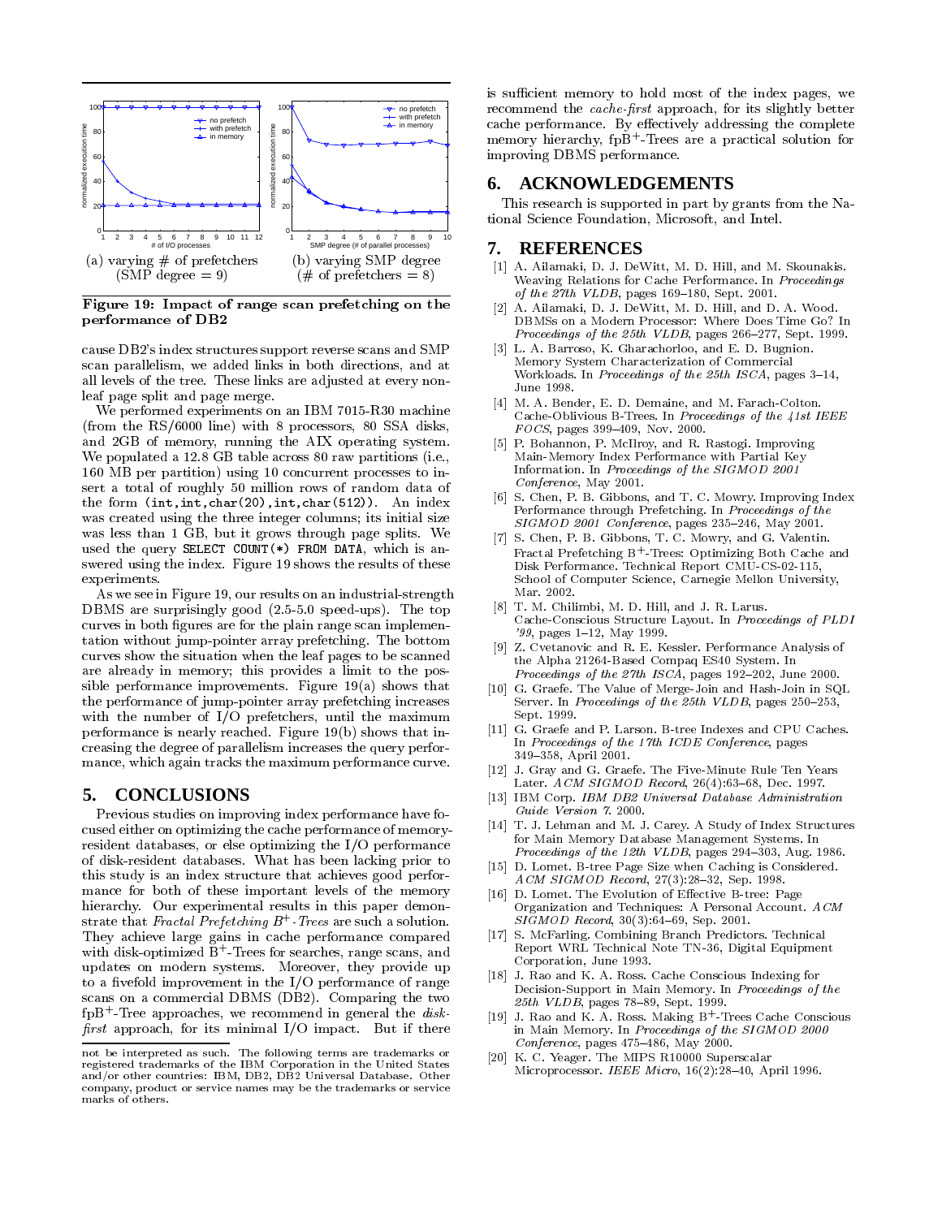100
80
60
40
20
0
normalized execution time
1 2 3 4 5 6 7 8 9 10 11 12
# of I/O processes
no prefetch
with prefetch
in memory

(a) varying # of prefetchers (SMP degree = 9)

100
80
60
40
20
0
normalized execution time
1 2 3 4 5 6 7 8 9 10
SMP degree (# of parallel processes)
no prefetch
with prefetch
in memory

(b) varying SMP degree (# of prefetchers = 8)

**Figure 19: Impact of range scan prefetching on the performance of DB2**

cause DB2's index structures support reverse scans and SMP scan parallelism, we added links in both directions, and at all levels of the tree. These links are adjusted at every non-leaf page split and page merge.

We performed experiments on an IBM 7015-R30 machine (from the RS/6000 line) with 8 processors, 80 SSA disks, and 2GB of memory, running the AIX operating system. We populated a 12.8 GB table across 80 raw partitions (i.e., 160 MB per partition) using 10 concurrent processes to insert a total of roughly 50 million rows of random data of the form `(int,int,char(20),int,char(512))`. An index was created using the three integer columns; its initial size was less than 1 GB, but it grows through page splits. We used the query `SELECT COUNT(*) FROM DATA`, which is answered using the index. Figure 19 shows the results of these experiments.

As we see in Figure 19, our results on an industrial-strength DBMS are surprisingly good (2.5-5.0 speed-ups). The top curves in both figures are for the plain range scan implementation without jump-pointer array prefetching. The bottom curves show the situation when the leaf pages to be scanned are already in memory; this provides a limit to the possible performance improvements. Figure 19(a) shows that the performance of jump-pointer array prefetching increases with the number of I/O prefetchers, until the maximum performance is nearly reached. Figure 19(b) shows that increasing the degree of parallelism increases the query performance, which again tracks the maximum performance curve.

## 5. CONCLUSIONS

Previous studies on improving index performance have focused either on optimizing the cache performance of memory-resident databases, or else optimizing the I/O performance of disk-resident databases. What has been lacking prior to this study is an index structure that achieves good performance for both of these important levels of the memory hierarchy. Our experimental results in this paper demonstrate that *Fractal Prefetching $B^+$-Trees* are such a solution. They achieve large gains in cache performance compared with disk-optimized $B^+$-Trees for searches, range scans, and updates on modern systems. Moreover, they provide up to a fivefold improvement in the I/O performance of range scans on a commercial DBMS (DB2). Comparing the two fp$B^+$-Tree approaches, we recommend in general the *disk-first* approach, for its minimal I/O impact. But if there is sufficient memory to hold most of the index pages, we recommend the *cache-first* approach, for its slightly better cache performance. By effectively addressing the complete memory hierarchy, fp$B^+$-Trees are a practical solution for improving DBMS performance.

not be interpreted as such. The following terms are trademarks or registered trademarks of the IBM Corporation in the United States and/or other countries: IBM, DB2, DB2 Universal Database. Other company, product or service names may be the trademarks or service marks of others.

## 6. ACKNOWLEDGEMENTS

This research is supported in part by grants from the National Science Foundation, Microsoft, and Intel.

## 7. REFERENCES

[1] A. Ailamaki, D. J. DeWitt, M. D. Hill, and M. Skounakis. Weaving Relations for Cache Performance. In *Proceedings of the 27th VLDB*, pages 169–180, Sept. 2001.

[2] A. Ailamaki, D. J. DeWitt, M. D. Hill, and D. A. Wood. DBMSs on a Modern Processor: Where Does Time Go? In *Proceedings of the 25th VLDB*, pages 266–277, Sept. 1999.

[3] L. A. Barroso, K. Gharachorloo, and E. D. Bugnion. Memory System Characterization of Commercial Workloads. In *Proceedings of the 25th ISCA*, pages 3–14, June 1998.

[4] M. A. Bender, E. D. Demaine, and M. Farach-Colton. Cache-Oblivious B-Trees. In *Proceedings of the 41st IEEE FOCS*, pages 399–409, Nov. 2000.

[5] P. Bohannon, P. McIlroy, and R. Rastogi. Improving Main-Memory Index Performance with Partial Key Information. In *Proceedings of the SIGMOD 2001 Conference*, May 2001.

[6] S. Chen, P. B. Gibbons, and T. C. Mowry. Improving Index Performance through Prefetching. In *Proceedings of the SIGMOD 2001 Conference*, pages 235–246, May 2001.

[7] S. Chen, P. B. Gibbons, T. C. Mowry, and G. Valentin. Fractal Prefetching $B^+$-Trees: Optimizing Both Cache and Disk Performance. Technical Report CMU-CS-02-115, School of Computer Science, Carnegie Mellon University, Mar. 2002.

[8] T. M. Chilimbi, M. D. Hill, and J. R. Larus. Cache-Conscious Structure Layout. In *Proceedings of PLDI '99*, pages 1–12, May 1999.

[9] Z. Cvetanovic and R. E. Kessler. Performance Analysis of the Alpha 21264-Based Compaq ES40 System. In *Proceedings of the 27th ISCA*, pages 192–202, June 2000.

[10] G. Graefe. The Value of Merge-Join and Hash-Join in SQL Server. In *Proceedings of the 25th VLDB*, pages 250–253, Sept. 1999.

[11] G. Graefe and P. Larson. B-tree Indexes and CPU Caches. In *Proceedings of the 17th ICDE Conference*, pages 349–358, April 2001.

[12] J. Gray and G. Graefe. The Five-Minute Rule Ten Years Later. *ACM SIGMOD Record*, 26(4):63–68, Dec. 1997.

[13] IBM Corp. *IBM DB2 Universal Database Administration Guide Version 7*. 2000.

[14] T. J. Lehman and M. J. Carey. A Study of Index Structures for Main Memory Database Management Systems. In *Proceedings of the 12th VLDB*, pages 294–303, Aug. 1986.

[15] D. Lomet. B-tree Page Size when Caching is Considered. *ACM SIGMOD Record*, 27(3):28–32, Sep. 1998.

[16] D. Lomet. The Evolution of Effective B-tree: Page Organization and Techniques: A Personal Account. *ACM SIGMOD Record*, 30(3):64–69, Sep. 2001.

[17] S. McFarling. Combining Branch Predictors. Technical Report WRL Technical Note TN-36, Digital Equipment Corporation, June 1993.

[18] J. Rao and K. A. Ross. Cache Conscious Indexing for Decision-Support in Main Memory. In *Proceedings of the 25th VLDB*, pages 78–89, Sept. 1999.

[19] J. Rao and K. A. Ross. Making $B^+$-Trees Cache Conscious in Main Memory. In *Proceedings of the SIGMOD 2000 Conference*, pages 475–486, May 2000.

[20] K. C. Yeager. The MIPS R10000 Superscalar Microprocessor. *IEEE Micro*, 16(2):28–40, April 1996.